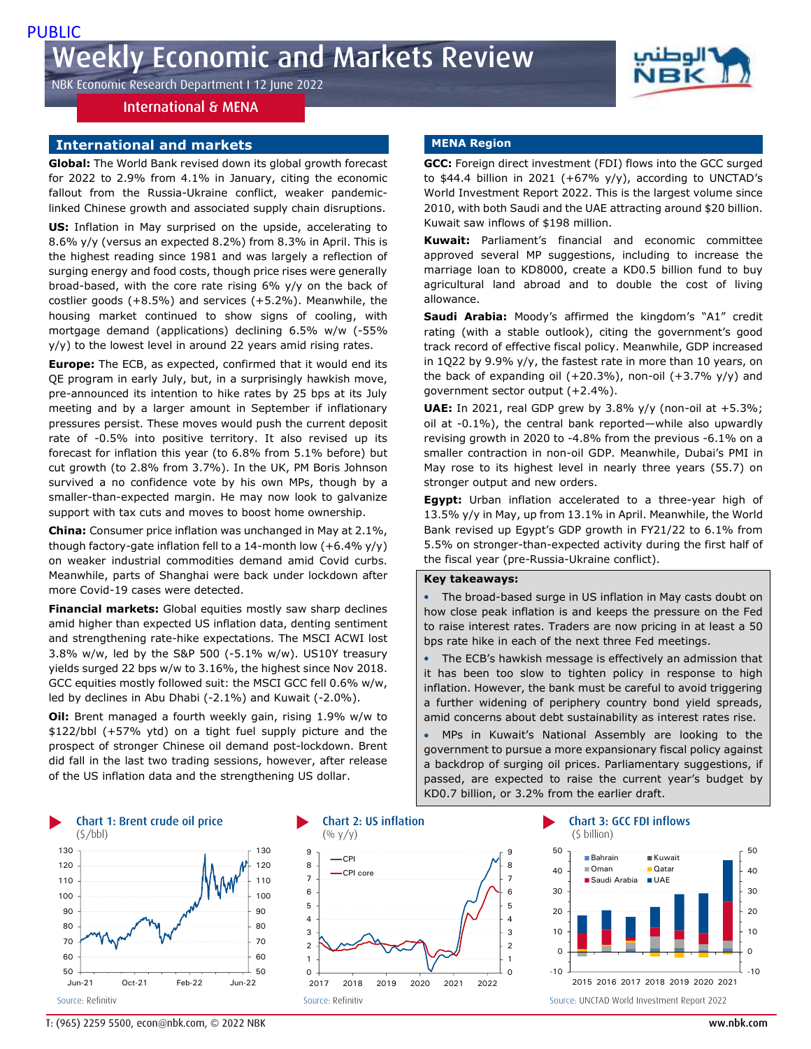PUBLIC

# Weekly Economic and Markets Review

NBK Economic Research Department I 12 June 2022

International & MENA

## International and markets

**Global:** The World Bank revised down its global growth forecast for 2022 to 2.9% from 4.1% in January, citing the economic fallout from the Russia-Ukraine conflict, weaker pandemic-linked Chinese growth and associated supply chain disruptions.

**US:** Inflation in May surprised on the upside, accelerating to 8.6% y/y (versus an expected 8.2%) from 8.3% in April. This is the highest reading since 1981 and was largely a reflection of surging energy and food costs, though price rises were generally broad-based, with the core rate rising 6% y/y on the back of costlier goods (+8.5%) and services (+5.2%). Meanwhile, the housing market continued to show signs of cooling, with mortgage demand (applications) declining 6.5% w/w (-55% y/y) to the lowest level in around 22 years amid rising rates.

**Europe:** The ECB, as expected, confirmed that it would end its QE program in early July, but, in a surprisingly hawkish move, pre-announced its intention to hike rates by 25 bps at its July meeting and by a larger amount in September if inflationary pressures persist. These moves would push the current deposit rate of -0.5% into positive territory. It also revised up its forecast for inflation this year (to 6.8% from 5.1% before) but cut growth (to 2.8% from 3.7%). In the UK, PM Boris Johnson survived a no confidence vote by his own MPs, though by a smaller-than-expected margin. He may now look to galvanize support with tax cuts and moves to boost home ownership.

**China:** Consumer price inflation was unchanged in May at 2.1%, though factory-gate inflation fell to a 14-month low (+6.4% y/y) on weaker industrial commodities demand amid Covid curbs. Meanwhile, parts of Shanghai were back under lockdown after more Covid-19 cases were detected.

**Financial markets:** Global equities mostly saw sharp declines amid higher than expected US inflation data, denting sentiment and strengthening rate-hike expectations. The MSCI ACWI lost 3.8% w/w, led by the S&P 500 (-5.1% w/w). US10Y treasury yields surged 22 bps w/w to 3.16%, the highest since Nov 2018. GCC equities mostly followed suit: the MSCI GCC fell 0.6% w/w, led by declines in Abu Dhabi (-2.1%) and Kuwait (-2.0%).

**Oil:** Brent managed a fourth weekly gain, rising 1.9% w/w to $122/bbl (+57% ytd) on a tight fuel supply picture and the prospect of stronger Chinese oil demand post-lockdown. Brent did fall in the last two trading sessions, however, after release of the US inflation data and the strengthening US dollar.

## MENA Region

**GCC:** Foreign direct investment (FDI) flows into the GCC surged to $44.4 billion in 2021 (+67% y/y), according to UNCTAD's World Investment Report 2022. This is the largest volume since 2010, with both Saudi and the UAE attracting around $20 billion. Kuwait saw inflows of $198 million.

**Kuwait:** Parliament's financial and economic committee approved several MP suggestions, including to increase the marriage loan to KD8000, create a KD0.5 billion fund to buy agricultural land abroad and to double the cost of living allowance.

**Saudi Arabia:** Moody's affirmed the kingdom's "A1" credit rating (with a stable outlook), citing the government's good track record of effective fiscal policy. Meanwhile, GDP increased in 1Q22 by 9.9% y/y, the fastest rate in more than 10 years, on the back of expanding oil (+20.3%), non-oil (+3.7% y/y) and government sector output (+2.4%).

**UAE:** In 2021, real GDP grew by 3.8% y/y (non-oil at +5.3%; oil at -0.1%), the central bank reported—while also upwardly revising growth in 2020 to -4.8% from the previous -6.1% on a smaller contraction in non-oil GDP. Meanwhile, Dubai's PMI in May rose to its highest level in nearly three years (55.7) on stronger output and new orders.

**Egypt:** Urban inflation accelerated to a three-year high of 13.5% y/y in May, up from 13.1% in April. Meanwhile, the World Bank revised up Egypt's GDP growth in FY21/22 to 6.1% from 5.5% on stronger-than-expected activity during the first half of the fiscal year (pre-Russia-Ukraine conflict).

### Key takeaways:

- The broad-based surge in US inflation in May casts doubt on how close peak inflation is and keeps the pressure on the Fed to raise interest rates. Traders are now pricing in at least a 50 bps rate hike in each of the next three Fed meetings.
- The ECB's hawkish message is effectively an admission that it has been too slow to tighten policy in response to high inflation. However, the bank must be careful to avoid triggering a further widening of periphery country bond yield spreads, amid concerns about debt sustainability as interest rates rise.
- MPs in Kuwait's National Assembly are looking to the government to pursue a more expansionary fiscal policy against a backdrop of surging oil prices. Parliamentary suggestions, if passed, are expected to raise the current year's budget by KD0.7 billion, or 3.2% from the earlier draft.

**Chart 1: Brent crude oil price** ($/bbl)

Source: Refinitiv

**Chart 2: US inflation** (% y/y)

Source: Refinitiv

**Chart 3: GCC FDI inflows** ($ billion)

Source: UNCTAD World Investment Report 2022

T: (965) 2259 5500, econ@nbk.com, © 2022 NBK — ww.nbk.com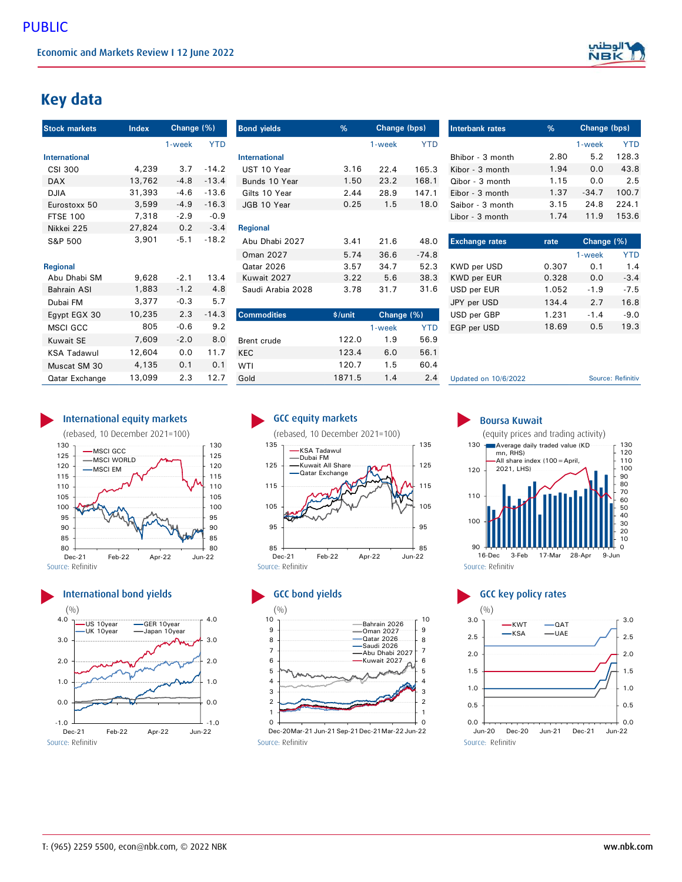PUBLIC

Economic and Markets Review I 12 June 2022

# Key data

| Stock markets | Index | Change (%) | |
|---|---|---|---|
| | | 1-week | YTD |
| **International** | | | |
| CSI 300 | 4,239 | 3.7 | -14.2 |
| DAX | 13,762 | -4.8 | -13.4 |
| DJIA | 31,393 | -4.6 | -13.6 |
| Eurostoxx 50 | 3,599 | -4.9 | -16.3 |
| FTSE 100 | 7,318 | -2.9 | -0.9 |
| Nikkei 225 | 27,824 | 0.2 | -3.4 |
| S&P 500 | 3,901 | -5.1 | -18.2 |
| **Regional** | | | |
| Abu Dhabi SM | 9,628 | -2.1 | 13.4 |
| Bahrain ASI | 1,883 | -1.2 | 4.8 |
| Dubai FM | 3,377 | -0.3 | 5.7 |
| Egypt EGX 30 | 10,235 | 2.3 | -14.3 |
| MSCI GCC | 805 | -0.6 | 9.2 |
| Kuwait SE | 7,609 | -2.0 | 8.0 |
| KSA Tadawul | 12,604 | 0.0 | 11.7 |
| Muscat SM 30 | 4,135 | 0.1 | 0.1 |
| Qatar Exchange | 13,099 | 2.3 | 12.7 |

| Bond yields | % | Change (bps) | |
|---|---|---|---|
| | | 1-week | YTD |
| **International** | | | |
| UST 10 Year | 3.16 | 22.4 | 165.3 |
| Bunds 10 Year | 1.50 | 23.2 | 168.1 |
| Gilts 10 Year | 2.44 | 28.9 | 147.1 |
| JGB 10 Year | 0.25 | 1.5 | 18.0 |
| **Regional** | | | |
| Abu Dhabi 2027 | 3.41 | 21.6 | 48.0 |
| Oman 2027 | 5.74 | 36.6 | -74.8 |
| Qatar 2026 | 3.57 | 34.7 | 52.3 |
| Kuwait 2027 | 3.22 | 5.6 | 38.3 |
| Saudi Arabia 2028 | 3.78 | 31.7 | 31.6 |

| Commodities | $/unit | Change (%) | |
|---|---|---|---|
| | | 1-week | YTD |
| Brent crude | 122.0 | 1.9 | 56.9 |
| KEC | 123.4 | 6.0 | 56.1 |
| WTI | 120.7 | 1.5 | 60.4 |
| Gold | 1871.5 | 1.4 | 2.4 |

| Interbank rates | % | Change (bps) | |
|---|---|---|---|
| | | 1-week | YTD |
| Bhibor - 3 month | 2.80 | 5.2 | 128.3 |
| Kibor - 3 month | 1.94 | 0.0 | 43.8 |
| Qibor - 3 month | 1.15 | 0.0 | 2.5 |
| Eibor - 3 month | 1.37 | -34.7 | 100.7 |
| Saibor - 3 month | 3.15 | 24.8 | 224.1 |
| Libor - 3 month | 1.74 | 11.9 | 153.6 |

| Exchange rates | rate | Change (%) | |
|---|---|---|---|
| | | 1-week | YTD |
| KWD per USD | 0.307 | 0.1 | 1.4 |
| KWD per EUR | 0.328 | 0.0 | -3.4 |
| USD per EUR | 1.052 | -1.9 | -7.5 |
| JPY per USD | 134.4 | 2.7 | 16.8 |
| USD per GBP | 1.231 | -1.4 | -9.0 |
| EGP per USD | 18.69 | 0.5 | 19.3 |

Updated on 10/6/2022

Source: Refinitiv

## International equity markets

(rebased, 10 December 2021=100)

MSCI GCC
MSCI WORLD
MSCI EM

Dec-21 Feb-22 Apr-22 Jun-22

Source: Refinitiv

## GCC equity markets

(rebased, 10 December 2021=100)

KSA Tadawul
Dubai FM
Kuwait All Share
Qatar Exchange

Dec-21 Feb-22 Apr-22 Jun-22

Source: Refinitiv

## Boursa Kuwait

(equity prices and trading activity)

Average daily traded value (KD mn, RHS)
All share index (100=April, 2021, LHS)

16-Dec 3-Feb 17-Mar 28-Apr 9-Jun

Source: Refinitiv

## International bond yields

(%)

US 10year
UK 10year
GER 10year
Japan 10year

Dec-21 Feb-22 Apr-22 Jun-22

Source: Refinitiv

## GCC bond yields

(%)

Bahrain 2026
Oman 2027
Qatar 2026
Saudi 2026
Abu Dhabi 2027
Kuwait 2027

Dec-20 Mar-21 Jun-21 Sep-21 Dec-21 Mar-22 Jun-22

Source: Refinitiv

## GCC key policy rates

(%)

KWT
KSA
QAT
UAE

Jun-20 Dec-20 Jun-21 Dec-21 Jun-22

Source: Refinitiv

T: (965) 2259 5500, econ@nbk.com, © 2022 NBK

ww.nbk.com